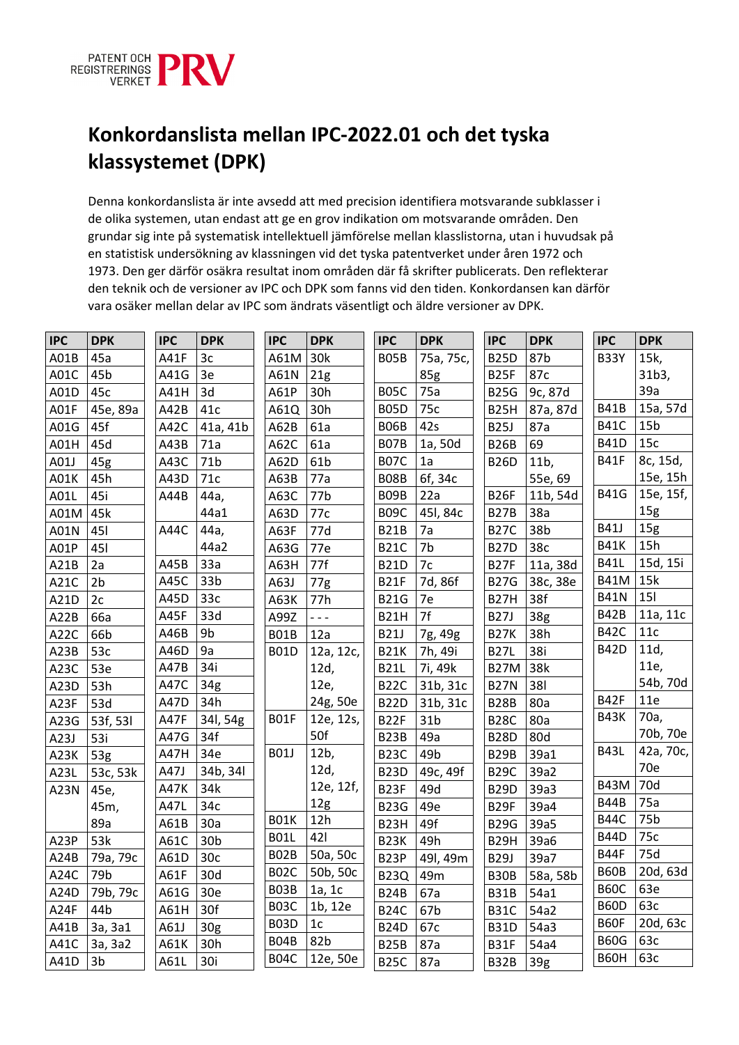# Konkordanslista mellan IPC-2022.01 och det tyska klassystemet (DPK)

Denna konkordanslista är inte avsedd att med precision identifiera motsvarande subklasser i de olika systemen, utan endast att ge en grov indikation om motsvarande områden. Den grundar sig inte på systematisk intellektuell jämförelse mellan klasslistorna, utan i huvudsak på en statistisk undersökning av klassningen vid det tyska patentverket under åren 1972 och 1973. Den ger därför osäkra resultat inom områden där få skrifter publicerats. Den reflekterar den teknik och de versioner av IPC och DPK som fanns vid den tiden. Konkordansen kan därför vara osäker mellan delar av IPC som ändrats väsentligt och äldre versioner av DPK.

| IPC | DPK |
|---|---|
| A01B | 45a |
| A01C | 45b |
| A01D | 45c |
| A01F | 45e, 89a |
| A01G | 45f |
| A01H | 45d |
| A01J | 45g |
| A01K | 45h |
| A01L | 45i |
| A01M | 45k |
| A01N | 45l |
| A01P | 45l |
| A21B | 2a |
| A21C | 2b |
| A21D | 2c |
| A22B | 66a |
| A22C | 66b |
| A23B | 53c |
| A23C | 53e |
| A23D | 53h |
| A23F | 53d |
| A23G | 53f, 53l |
| A23J | 53i |
| A23K | 53g |
| A23L | 53c, 53k |
| A23N | 45e, 45m, 89a |
| A23P | 53k |
| A24B | 79a, 79c |
| A24C | 79b |
| A24D | 79b, 79c |
| A24F | 44b |
| A41B | 3a, 3a1 |
| A41C | 3a, 3a2 |
| A41D | 3b |
| A41F | 3c |
| A41G | 3e |
| A41H | 3d |
| A42B | 41c |
| A42C | 41a, 41b |
| A43B | 71a |
| A43C | 71b |
| A43D | 71c |
| A44B | 44a, 44a1 |
| A44C | 44a, 44a2 |
| A45B | 33a |
| A45C | 33b |
| A45D | 33c |
| A45F | 33d |
| A46B | 9b |
| A46D | 9a |
| A47B | 34i |
| A47C | 34g |
| A47D | 34h |
| A47F | 34l, 54g |
| A47G | 34f |
| A47H | 34e |
| A47J | 34b, 34l |
| A47K | 34k |
| A47L | 34c |
| A61B | 30a |
| A61C | 30b |
| A61D | 30c |
| A61F | 30d |
| A61G | 30e |
| A61H | 30f |
| A61J | 30g |
| A61K | 30h |
| A61L | 30i |
| A61M | 30k |
| A61N | 21g |
| A61P | 30h |
| A61Q | 30h |
| A62B | 61a |
| A62C | 61a |
| A62D | 61b |
| A63B | 77a |
| A63C | 77b |
| A63D | 77c |
| A63F | 77d |
| A63G | 77e |
| A63H | 77f |
| A63J | 77g |
| A63K | 77h |
| A99Z | - - - |
| B01B | 12a |
| B01D | 12a, 12c, 12d, 12e, 24g, 50e |
| B01F | 12e, 12s, 50f |
| B01J | 12b, 12d, 12e, 12f, 12g |
| B01K | 12h |
| B01L | 42l |
| B02B | 50a, 50c |
| B02C | 50b, 50c |
| B03B | 1a, 1c |
| B03C | 1b, 12e |
| B03D | 1c |
| B04B | 82b |
| B04C | 12e, 50e |
| B05B | 75a, 75c, 85g |
| B05C | 75a |
| B05D | 75c |
| B06B | 42s |
| B07B | 1a, 50d |
| B07C | 1a |
| B08B | 6f, 34c |
| B09B | 22a |
| B09C | 45l, 84c |
| B21B | 7a |
| B21C | 7b |
| B21D | 7c |
| B21F | 7d, 86f |
| B21G | 7e |
| B21H | 7f |
| B21J | 7g, 49g |
| B21K | 7h, 49i |
| B21L | 7i, 49k |
| B22C | 31b, 31c |
| B22D | 31b, 31c |
| B22F | 31b |
| B23B | 49a |
| B23C | 49b |
| B23D | 49c, 49f |
| B23F | 49d |
| B23G | 49e |
| B23H | 49f |
| B23K | 49h |
| B23P | 49l, 49m |
| B23Q | 49m |
| B24B | 67a |
| B24C | 67b |
| B24D | 67c |
| B25B | 87a |
| B25C | 87a |
| B25D | 87b |
| B25F | 87c |
| B25G | 9c, 87d |
| B25H | 87a, 87d |
| B25J | 87a |
| B26B | 69 |
| B26D | 11b, 55e, 69 |
| B26F | 11b, 54d |
| B27B | 38a |
| B27C | 38b |
| B27D | 38c |
| B27F | 11a, 38d |
| B27G | 38c, 38e |
| B27H | 38f |
| B27J | 38g |
| B27K | 38h |
| B27L | 38i |
| B27M | 38k |
| B27N | 38l |
| B28B | 80a |
| B28C | 80a |
| B28D | 80d |
| B29B | 39a1 |
| B29C | 39a2 |
| B29D | 39a3 |
| B29F | 39a4 |
| B29G | 39a5 |
| B29H | 39a6 |
| B29J | 39a7 |
| B30B | 58a, 58b |
| B31B | 54a1 |
| B31C | 54a2 |
| B31D | 54a3 |
| B31F | 54a4 |
| B32B | 39g |
| B33Y | 15k, 31b3, 39a |
| B41B | 15a, 57d |
| B41C | 15b |
| B41D | 15c |
| B41F | 8c, 15d, 15e, 15h |
| B41G | 15e, 15f, 15g |
| B41J | 15g |
| B41K | 15h |
| B41L | 15d, 15i |
| B41M | 15k |
| B41N | 15l |
| B42B | 11a, 11c |
| B42C | 11c |
| B42D | 11d, 11e, 54b, 70d |
| B42F | 11e |
| B43K | 70a, 70b, 70e |
| B43L | 42a, 70c, 70e |
| B43M | 70d |
| B44B | 75a |
| B44C | 75b |
| B44D | 75c |
| B44F | 75d |
| B60B | 20d, 63d |
| B60C | 63e |
| B60D | 63c |
| B60F | 20d, 63c |
| B60G | 63c |
| B60H | 63c |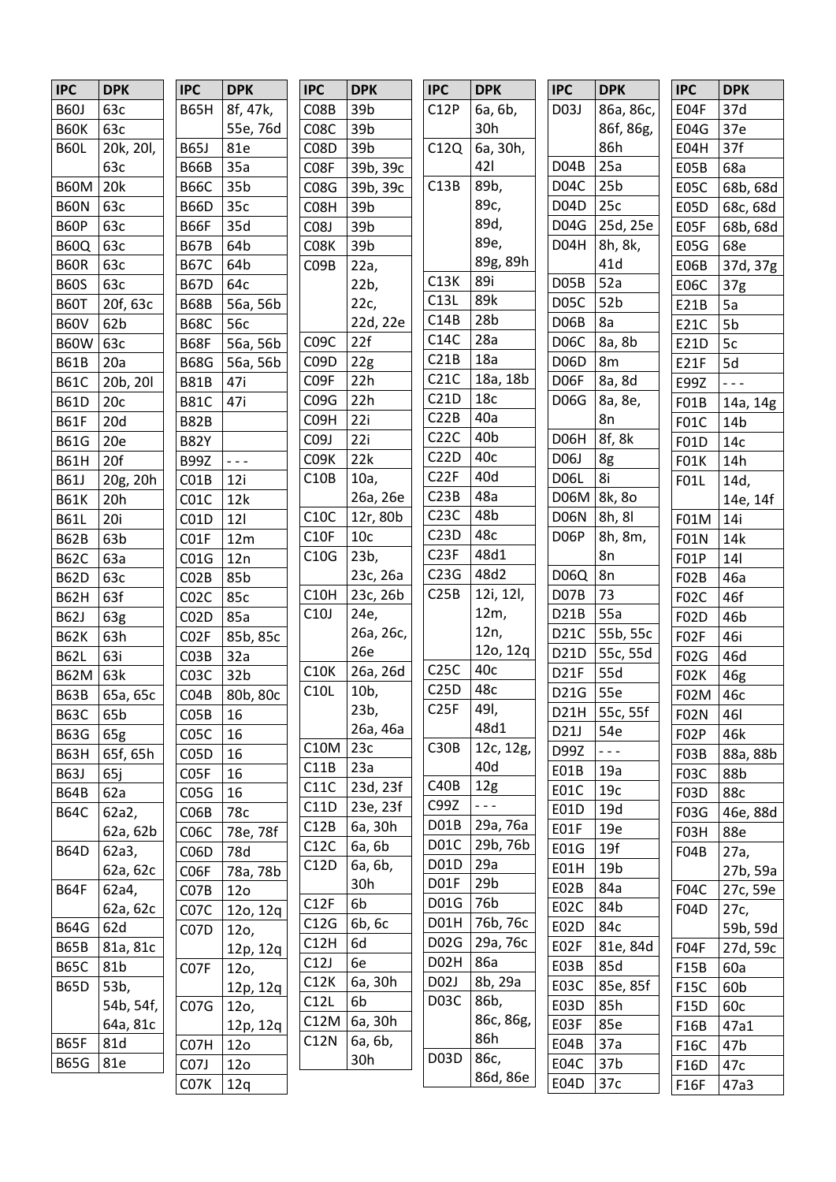| IPC | DPK |
|---|---|
| B60J | 63c |
| B60K | 63c |
| B60L | 20k, 20l, 63c |
| B60M | 20k |
| B60N | 63c |
| B60P | 63c |
| B60Q | 63c |
| B60R | 63c |
| B60S | 63c |
| B60T | 20f, 63c |
| B60V | 62b |
| B60W | 63c |
| B61B | 20a |
| B61C | 20b, 20l |
| B61D | 20c |
| B61F | 20d |
| B61G | 20e |
| B61H | 20f |
| B61J | 20g, 20h |
| B61K | 20h |
| B61L | 20i |
| B62B | 63b |
| B62C | 63a |
| B62D | 63c |
| B62H | 63f |
| B62J | 63g |
| B62K | 63h |
| B62L | 63i |
| B62M | 63k |
| B63B | 65a, 65c |
| B63C | 65b |
| B63G | 65g |
| B63H | 65f, 65h |
| B63J | 65j |
| B64B | 62a |
| B64C | 62a2, 62a, 62b |
| B64D | 62a3, 62a, 62c |
| B64F | 62a4, 62a, 62c |
| B64G | 62d |
| B65B | 81a, 81c |
| B65C | 81b |
| B65D | 53b, 54b, 54f, 64a, 81c |
| B65F | 81d |
| B65G | 81e |

| IPC | DPK |
|---|---|
| B65H | 8f, 47k, 55e, 76d |
| B65J | 81e |
| B66B | 35a |
| B66C | 35b |
| B66D | 35c |
| B66F | 35d |
| B67B | 64b |
| B67C | 64b |
| B67D | 64c |
| B68B | 56a, 56b |
| B68C | 56c |
| B68F | 56a, 56b |
| B68G | 56a, 56b |
| B81B | 47i |
| B81C | 47i |
| B82B | |
| B82Y | |
| B99Z | - - - |
| C01B | 12i |
| C01C | 12k |
| C01D | 12l |
| C01F | 12m |
| C01G | 12n |
| C02B | 85b |
| C02C | 85c |
| C02D | 85a |
| C02F | 85b, 85c |
| C03B | 32a |
| C03C | 32b |
| C04B | 80b, 80c |
| C05B | 16 |
| C05C | 16 |
| C05D | 16 |
| C05F | 16 |
| C05G | 16 |
| C06B | 78c |
| C06C | 78e, 78f |
| C06D | 78d |
| C06F | 78a, 78b |
| C07B | 12o |
| C07C | 12o, 12q |
| C07D | 12o, 12p, 12q |
| C07F | 12o, 12p, 12q |
| C07G | 12o, 12p, 12q |
| C07H | 12o |
| C07J | 12o |
| C07K | 12q |

| IPC | DPK |
|---|---|
| C08B | 39b |
| C08C | 39b |
| C08D | 39b |
| C08F | 39b, 39c |
| C08G | 39b, 39c |
| C08H | 39b |
| C08J | 39b |
| C08K | 39b |
| C09B | 22a, 22b, 22c, 22d, 22e |
| C09C | 22f |
| C09D | 22g |
| C09F | 22h |
| C09G | 22h |
| C09H | 22i |
| C09J | 22i |
| C09K | 22k |
| C10B | 10a, 26a, 26e |
| C10C | 12r, 80b |
| C10F | 10c |
| C10G | 23b, 23c, 26a |
| C10H | 23c, 26b |
| C10J | 24e, 26a, 26c, 26e |
| C10K | 26a, 26d |
| C10L | 10b, 23b, 26a, 46a |
| C10M | 23c |
| C11B | 23a |
| C11C | 23d, 23f |
| C11D | 23e, 23f |
| C12B | 6a, 30h |
| C12C | 6a, 6b |
| C12D | 6a, 6b, 30h |
| C12F | 6b |
| C12G | 6b, 6c |
| C12H | 6d |
| C12J | 6e |
| C12K | 6a, 30h |
| C12L | 6b |
| C12M | 6a, 30h |
| C12N | 6a, 6b, 30h |

| IPC | DPK |
|---|---|
| C12P | 6a, 6b, 30h |
| C12Q | 6a, 30h, 42l |
| C13B | 89b, 89c, 89d, 89e, 89g, 89h |
| C13K | 89i |
| C13L | 89k |
| C14B | 28b |
| C14C | 28a |
| C21B | 18a |
| C21C | 18a, 18b |
| C21D | 18c |
| C22B | 40a |
| C22C | 40b |
| C22D | 40c |
| C22F | 40d |
| C23B | 48a |
| C23C | 48b |
| C23D | 48c |
| C23F | 48d1 |
| C23G | 48d2 |
| C25B | 12i, 12l, 12m, 12n, 12o, 12q |
| C25C | 40c |
| C25D | 48c |
| C25F | 49l, 48d1 |
| C30B | 12c, 12g, 40d |
| C40B | 12g |
| C99Z | - - - |
| D01B | 29a, 76a |
| D01C | 29b, 76b |
| D01D | 29a |
| D01F | 29b |
| D01G | 76b |
| D01H | 76b, 76c |
| D02G | 29a, 76c |
| D02H | 86a |
| D02J | 8b, 29a |
| D03C | 86b, 86c, 86g, 86h |
| D03D | 86c, 86d, 86e |

| IPC | DPK |
|---|---|
| D03J | 86a, 86c, 86f, 86g, 86h |
| D04B | 25a |
| D04C | 25b |
| D04D | 25c |
| D04G | 25d, 25e |
| D04H | 8h, 8k, 41d |
| D05B | 52a |
| D05C | 52b |
| D06B | 8a |
| D06C | 8a, 8b |
| D06D | 8m |
| D06F | 8a, 8d |
| D06G | 8a, 8e, 8n |
| D06H | 8f, 8k |
| D06J | 8g |
| D06L | 8i |
| D06M | 8k, 8o |
| D06N | 8h, 8l |
| D06P | 8h, 8m, 8n |
| D06Q | 8n |
| D07B | 73 |
| D21B | 55a |
| D21C | 55b, 55c |
| D21D | 55c, 55d |
| D21F | 55d |
| D21G | 55e |
| D21H | 55c, 55f |
| D21J | 54e |
| D99Z | - - - |
| E01B | 19a |
| E01C | 19c |
| E01D | 19d |
| E01F | 19e |
| E01G | 19f |
| E01H | 19b |
| E02B | 84a |
| E02C | 84b |
| E02D | 84c |
| E02F | 81e, 84d |
| E03B | 85d |
| E03C | 85e, 85f |
| E03D | 85h |
| E03F | 85e |
| E04B | 37a |
| E04C | 37b |
| E04D | 37c |

| IPC | DPK |
|---|---|
| E04F | 37d |
| E04G | 37e |
| E04H | 37f |
| E05B | 68a |
| E05C | 68b, 68d |
| E05D | 68c, 68d |
| E05F | 68b, 68d |
| E05G | 68e |
| E06B | 37d, 37g |
| E06C | 37g |
| E21B | 5a |
| E21C | 5b |
| E21D | 5c |
| E21F | 5d |
| E99Z | - - - |
| F01B | 14a, 14g |
| F01C | 14b |
| F01D | 14c |
| F01K | 14h |
| F01L | 14d, 14e, 14f |
| F01M | 14i |
| F01N | 14k |
| F01P | 14l |
| F02B | 46a |
| F02C | 46f |
| F02D | 46b |
| F02F | 46i |
| F02G | 46d |
| F02K | 46g |
| F02M | 46c |
| F02N | 46l |
| F02P | 46k |
| F03B | 88a, 88b |
| F03C | 88b |
| F03D | 88c |
| F03G | 46e, 88d |
| F03H | 88e |
| F04B | 27a, 27b, 59a |
| F04C | 27c, 59e |
| F04D | 27c, 59b, 59d |
| F04F | 27d, 59c |
| F15B | 60a |
| F15C | 60b |
| F15D | 60c |
| F16B | 47a1 |
| F16C | 47b |
| F16D | 47c |
| F16F | 47a3 |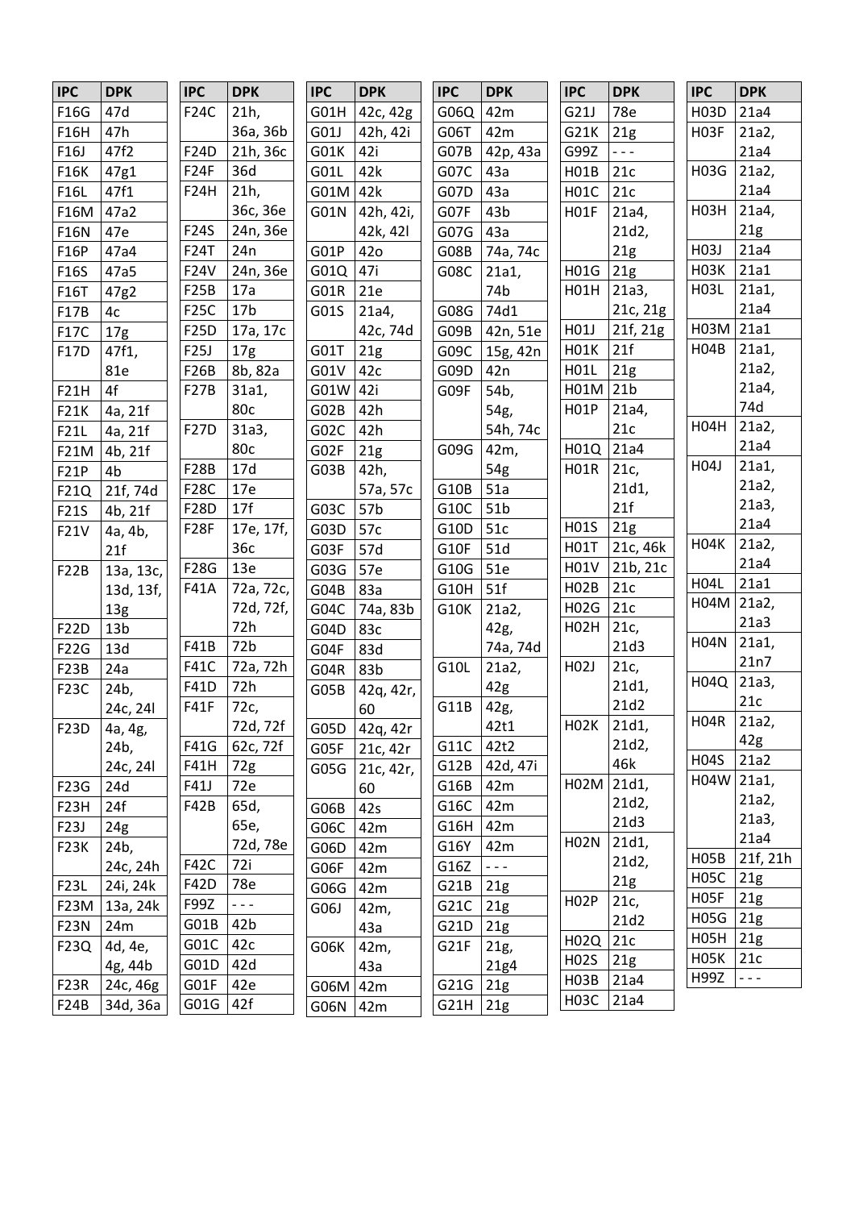| IPC | DPK |
|---|---|
| F16G | 47d |
| F16H | 47h |
| F16J | 47f2 |
| F16K | 47g1 |
| F16L | 47f1 |
| F16M | 47a2 |
| F16N | 47e |
| F16P | 47a4 |
| F16S | 47a5 |
| F16T | 47g2 |
| F17B | 4c |
| F17C | 17g |
| F17D | 47f1, 81e |
| F21H | 4f |
| F21K | 4a, 21f |
| F21L | 4a, 21f |
| F21M | 4b, 21f |
| F21P | 4b |
| F21Q | 21f, 74d |
| F21S | 4b, 21f |
| F21V | 4a, 4b, 21f |
| F22B | 13a, 13c, 13d, 13f, 13g |
| F22D | 13b |
| F22G | 13d |
| F23B | 24a |
| F23C | 24b, 24c, 24l |
| F23D | 4a, 4g, 24b, 24c, 24l |
| F23G | 24d |
| F23H | 24f |
| F23J | 24g |
| F23K | 24b, 24c, 24h |
| F23L | 24i, 24k |
| F23M | 13a, 24k |
| F23N | 24m |
| F23Q | 4d, 4e, 4g, 44b |
| F23R | 24c, 46g |
| F24B | 34d, 36a |

| IPC | DPK |
|---|---|
| F24C | 21h, 36a, 36b |
| F24D | 21h, 36c |
| F24F | 36d |
| F24H | 21h, 36c, 36e |
| F24S | 24n, 36e |
| F24T | 24n |
| F24V | 24n, 36e |
| F25B | 17a |
| F25C | 17b |
| F25D | 17a, 17c |
| F25J | 17g |
| F26B | 8b, 82a |
| F27B | 31a1, 80c |
| F27D | 31a3, 80c |
| F28B | 17d |
| F28C | 17e |
| F28D | 17f |
| F28F | 17e, 17f, 36c |
| F28G | 13e |
| F41A | 72a, 72c, 72d, 72f, 72h |
| F41B | 72b |
| F41C | 72a, 72h |
| F41D | 72h |
| F41F | 72c, 72d, 72f |
| F41G | 62c, 72f |
| F41H | 72g |
| F41J | 72e |
| F42B | 65d, 65e, 72d, 78e |
| F42C | 72i |
| F42D | 78e |
| F99Z | - - - |
| G01B | 42b |
| G01C | 42c |
| G01D | 42d |
| G01F | 42e |
| G01G | 42f |

| IPC | DPK |
|---|---|
| G01H | 42c, 42g |
| G01J | 42h, 42i |
| G01K | 42i |
| G01L | 42k |
| G01M | 42k |
| G01N | 42h, 42i, 42k, 42l |
| G01P | 42o |
| G01Q | 47i |
| G01R | 21e |
| G01S | 21a4, 42c, 74d |
| G01T | 21g |
| G01V | 42c |
| G01W | 42i |
| G02B | 42h |
| G02C | 42h |
| G02F | 21g |
| G03B | 42h, 57a, 57c |
| G03C | 57b |
| G03D | 57c |
| G03F | 57d |
| G03G | 57e |
| G04B | 83a |
| G04C | 74a, 83b |
| G04D | 83c |
| G04F | 83d |
| G04R | 83b |
| G05B | 42q, 42r, 60 |
| G05D | 42q, 42r |
| G05F | 21c, 42r |
| G05G | 21c, 42r, 60 |
| G06B | 42s |
| G06C | 42m |
| G06D | 42m |
| G06F | 42m |
| G06G | 42m |
| G06J | 42m, 43a |
| G06K | 42m, 43a |
| G06M | 42m |
| G06N | 42m |

| IPC | DPK |
|---|---|
| G06Q | 42m |
| G06T | 42m |
| G07B | 42p, 43a |
| G07C | 43a |
| G07D | 43a |
| G07F | 43b |
| G07G | 43a |
| G08B | 74a, 74c |
| G08C | 21a1, 74b |
| G08G | 74d1 |
| G09B | 42n, 51e |
| G09C | 15g, 42n |
| G09D | 42n |
| G09F | 54b, 54g, 54h, 74c |
| G09G | 42m, 54g |
| G10B | 51a |
| G10C | 51b |
| G10D | 51c |
| G10F | 51d |
| G10G | 51e |
| G10H | 51f |
| G10K | 21a2, 42g, 74a, 74d |
| G10L | 21a2, 42g |
| G11B | 42g, 42t1 |
| G11C | 42t2 |
| G12B | 42d, 47i |
| G16B | 42m |
| G16C | 42m |
| G16H | 42m |
| G16Y | 42m |
| G16Z | - - - |
| G21B | 21g |
| G21C | 21g |
| G21D | 21g |
| G21F | 21g, 21g4 |
| G21G | 21g |
| G21H | 21g |

| IPC | DPK |
|---|---|
| G21J | 78e |
| G21K | 21g |
| G99Z | - - - |
| H01B | 21c |
| H01C | 21c |
| H01F | 21a4, 21d2, 21g |
| H01G | 21g |
| H01H | 21a3, 21c, 21g |
| H01J | 21f, 21g |
| H01K | 21f |
| H01L | 21g |
| H01M | 21b |
| H01P | 21a4, 21c |
| H01Q | 21a4 |
| H01R | 21c, 21d1, 21f |
| H01S | 21g |
| H01T | 21c, 46k |
| H01V | 21b, 21c |
| H02B | 21c |
| H02G | 21c |
| H02H | 21c, 21d3 |
| H02J | 21c, 21d1, 21d2 |
| H02K | 21d1, 21d2, 46k |
| H02M | 21d1, 21d2, 21d3 |
| H02N | 21d1, 21d2, 21g |
| H02P | 21c, 21d2 |
| H02Q | 21c |
| H02S | 21g |
| H03B | 21a4 |
| H03C | 21a4 |

| IPC | DPK |
|---|---|
| H03D | 21a4 |
| H03F | 21a2, 21a4 |
| H03G | 21a2, 21a4 |
| H03H | 21a4, 21g |
| H03J | 21a4 |
| H03K | 21a1 |
| H03L | 21a1, 21a4 |
| H03M | 21a1 |
| H04B | 21a1, 21a2, 21a4, 74d |
| H04H | 21a2, 21a4 |
| H04J | 21a1, 21a2, 21a3, 21a4 |
| H04K | 21a2, 21a4 |
| H04L | 21a1 |
| H04M | 21a2, 21a3 |
| H04N | 21a1, 21n7 |
| H04Q | 21a3, 21c |
| H04R | 21a2, 42g |
| H04S | 21a2 |
| H04W | 21a1, 21a2, 21a3, 21a4 |
| H05B | 21f, 21h |
| H05C | 21g |
| H05F | 21g |
| H05G | 21g |
| H05H | 21g |
| H05K | 21c |
| H99Z | - - - |